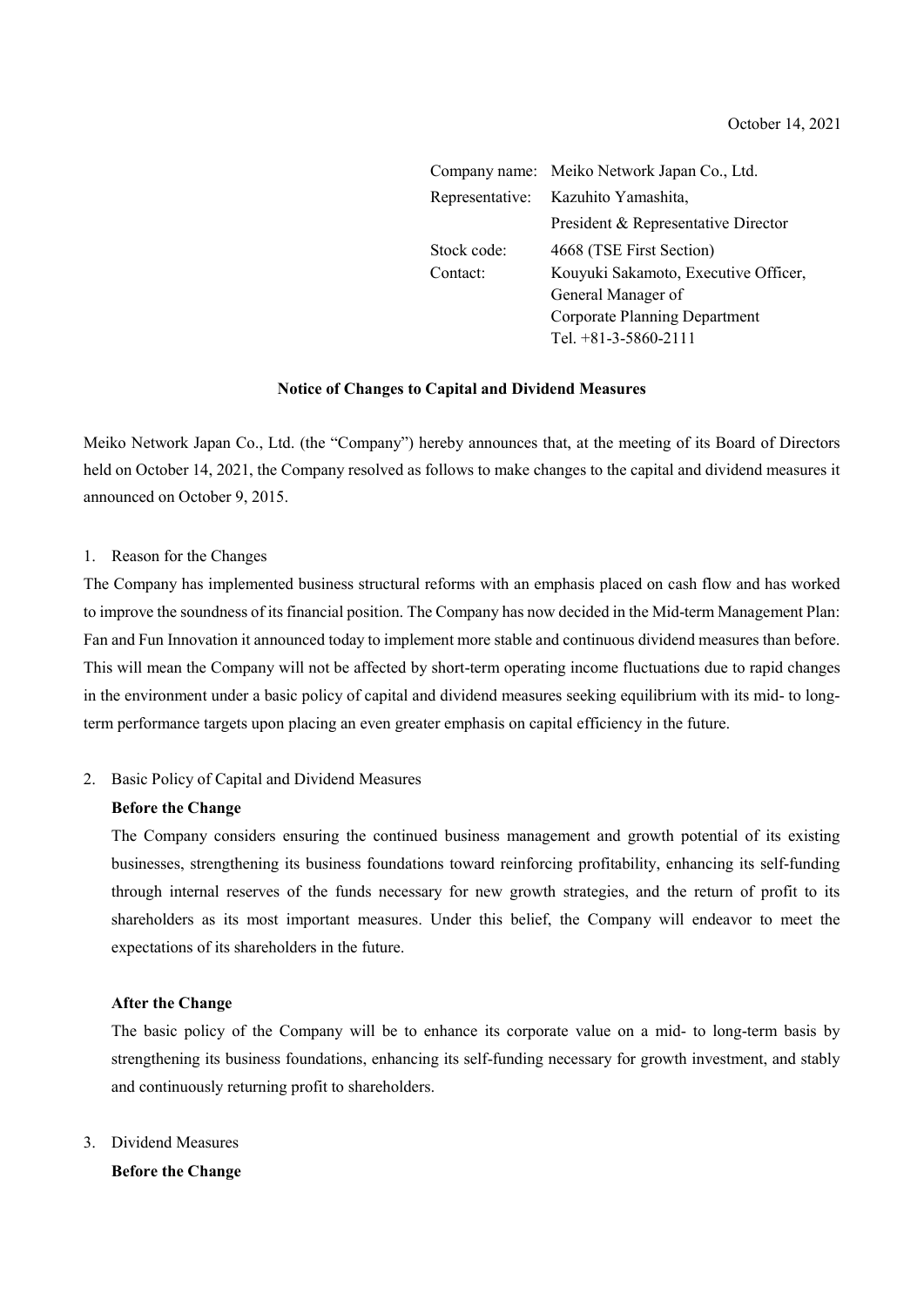October 14, 2021

Company name: Meiko Network Japan Co., Ltd.
Representative: Kazuhito Yamashita,
President & Representative Director
Stock code: 4668 (TSE First Section)
Contact: Kouyuki Sakamoto, Executive Officer,
General Manager of
Corporate Planning Department
Tel. +81-3-5860-2111

**Notice of Changes to Capital and Dividend Measures**

Meiko Network Japan Co., Ltd. (the "Company") hereby announces that, at the meeting of its Board of Directors held on October 14, 2021, the Company resolved as follows to make changes to the capital and dividend measures it announced on October 9, 2015.

1. Reason for the Changes

The Company has implemented business structural reforms with an emphasis placed on cash flow and has worked to improve the soundness of its financial position. The Company has now decided in the Mid-term Management Plan: Fan and Fun Innovation it announced today to implement more stable and continuous dividend measures than before. This will mean the Company will not be affected by short-term operating income fluctuations due to rapid changes in the environment under a basic policy of capital and dividend measures seeking equilibrium with its mid- to long-term performance targets upon placing an even greater emphasis on capital efficiency in the future.

2. Basic Policy of Capital and Dividend Measures

**Before the Change**

The Company considers ensuring the continued business management and growth potential of its existing businesses, strengthening its business foundations toward reinforcing profitability, enhancing its self-funding through internal reserves of the funds necessary for new growth strategies, and the return of profit to its shareholders as its most important measures. Under this belief, the Company will endeavor to meet the expectations of its shareholders in the future.

**After the Change**

The basic policy of the Company will be to enhance its corporate value on a mid- to long-term basis by strengthening its business foundations, enhancing its self-funding necessary for growth investment, and stably and continuously returning profit to shareholders.

3. Dividend Measures

**Before the Change**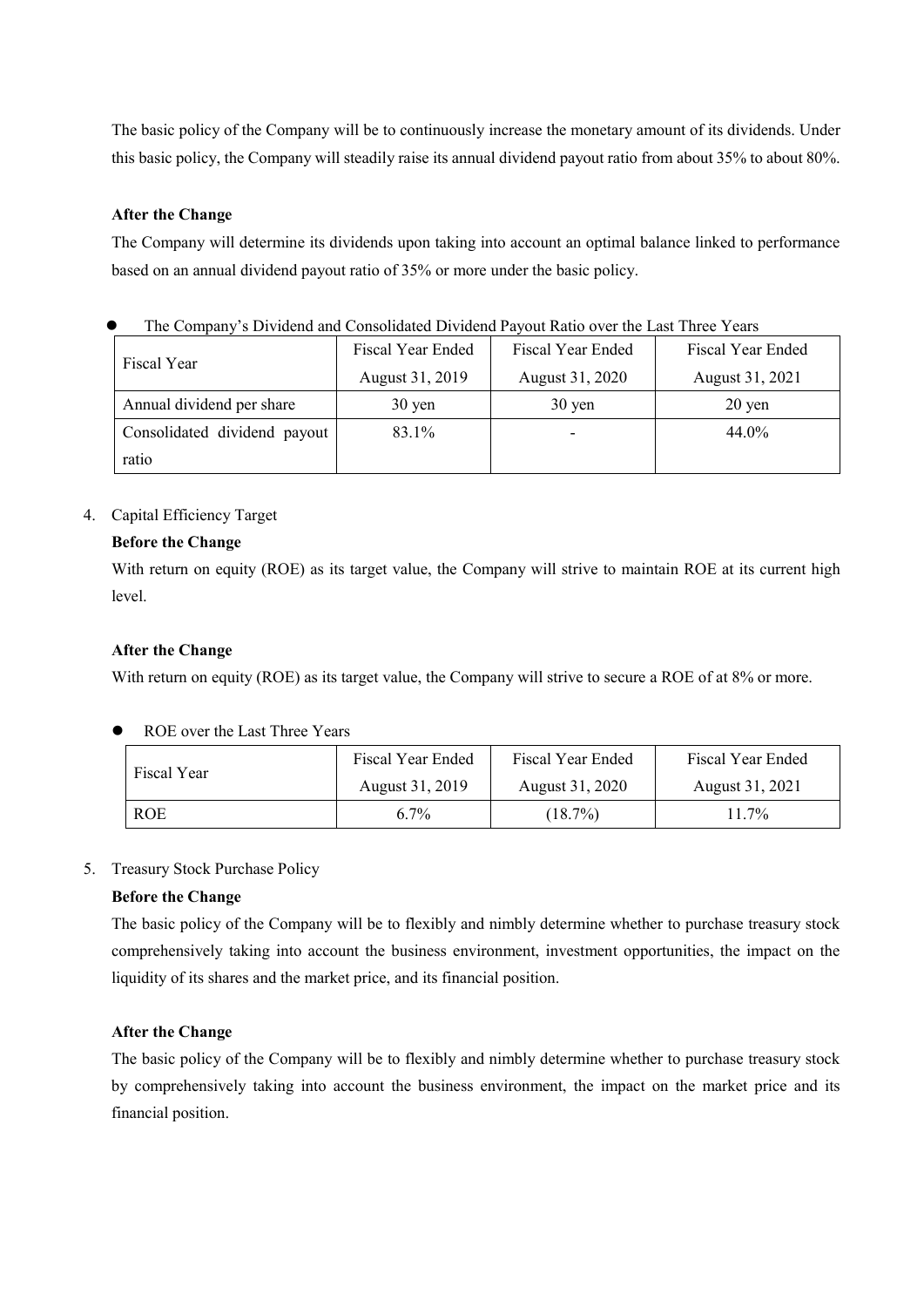The basic policy of the Company will be to continuously increase the monetary amount of its dividends. Under this basic policy, the Company will steadily raise its annual dividend payout ratio from about 35% to about 80%.

**After the Change**

The Company will determine its dividends upon taking into account an optimal balance linked to performance based on an annual dividend payout ratio of 35% or more under the basic policy.

- The Company's Dividend and Consolidated Dividend Payout Ratio over the Last Three Years

| Fiscal Year | Fiscal Year Ended August 31, 2019 | Fiscal Year Ended August 31, 2020 | Fiscal Year Ended August 31, 2021 |
|---|---|---|---|
| Annual dividend per share | 30 yen | 30 yen | 20 yen |
| Consolidated dividend payout ratio | 83.1% | - | 44.0% |

4. Capital Efficiency Target

**Before the Change**

With return on equity (ROE) as its target value, the Company will strive to maintain ROE at its current high level.

**After the Change**

With return on equity (ROE) as its target value, the Company will strive to secure a ROE of at 8% or more.

- ROE over the Last Three Years

| Fiscal Year | Fiscal Year Ended August 31, 2019 | Fiscal Year Ended August 31, 2020 | Fiscal Year Ended August 31, 2021 |
|---|---|---|---|
| ROE | 6.7% | (18.7%) | 11.7% |

5. Treasury Stock Purchase Policy

**Before the Change**

The basic policy of the Company will be to flexibly and nimbly determine whether to purchase treasury stock comprehensively taking into account the business environment, investment opportunities, the impact on the liquidity of its shares and the market price, and its financial position.

**After the Change**

The basic policy of the Company will be to flexibly and nimbly determine whether to purchase treasury stock by comprehensively taking into account the business environment, the impact on the market price and its financial position.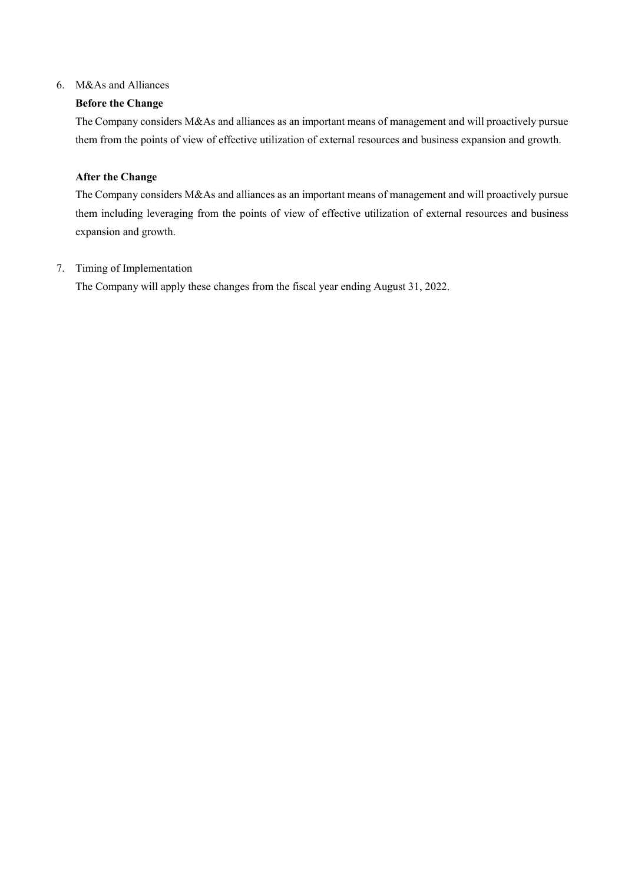6. M&As and Alliances

**Before the Change**

The Company considers M&As and alliances as an important means of management and will proactively pursue them from the points of view of effective utilization of external resources and business expansion and growth.

**After the Change**

The Company considers M&As and alliances as an important means of management and will proactively pursue them including leveraging from the points of view of effective utilization of external resources and business expansion and growth.

7. Timing of Implementation

The Company will apply these changes from the fiscal year ending August 31, 2022.